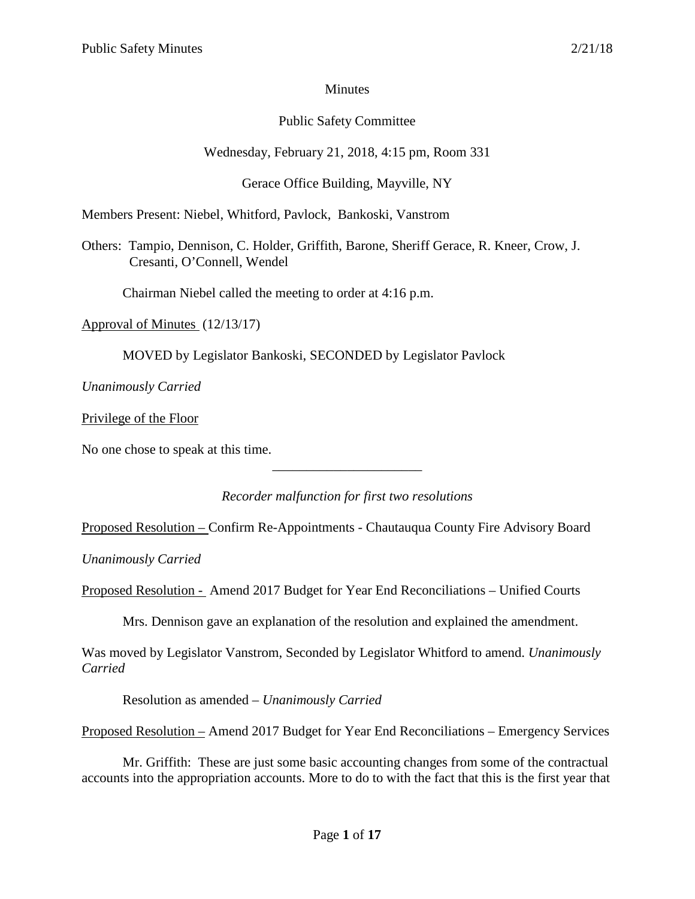Minutes

Public Safety Committee

Wednesday, February 21, 2018, 4:15 pm, Room 331

Gerace Office Building, Mayville, NY

Members Present: Niebel, Whitford, Pavlock, Bankoski, Vanstrom

Others: Tampio, Dennison, C. Holder, Griffith, Barone, Sheriff Gerace, R. Kneer, Crow, J. Cresanti, O'Connell, Wendel

Chairman Niebel called the meeting to order at 4:16 p.m.

Approval of Minutes (12/13/17)

MOVED by Legislator Bankoski, SECONDED by Legislator Pavlock

*Unanimously Carried*

Privilege of the Floor

No one chose to speak at this time.

---

*Recorder malfunction for first two resolutions*

Proposed Resolution – Confirm Re-Appointments - Chautauqua County Fire Advisory Board

*Unanimously Carried*

Proposed Resolution - Amend 2017 Budget for Year End Reconciliations – Unified Courts

Mrs. Dennison gave an explanation of the resolution and explained the amendment.

Was moved by Legislator Vanstrom, Seconded by Legislator Whitford to amend. *Unanimously Carried*

Resolution as amended – *Unanimously Carried*

Proposed Resolution – Amend 2017 Budget for Year End Reconciliations – Emergency Services

Mr. Griffith: These are just some basic accounting changes from some of the contractual accounts into the appropriation accounts. More to do to with the fact that this is the first year that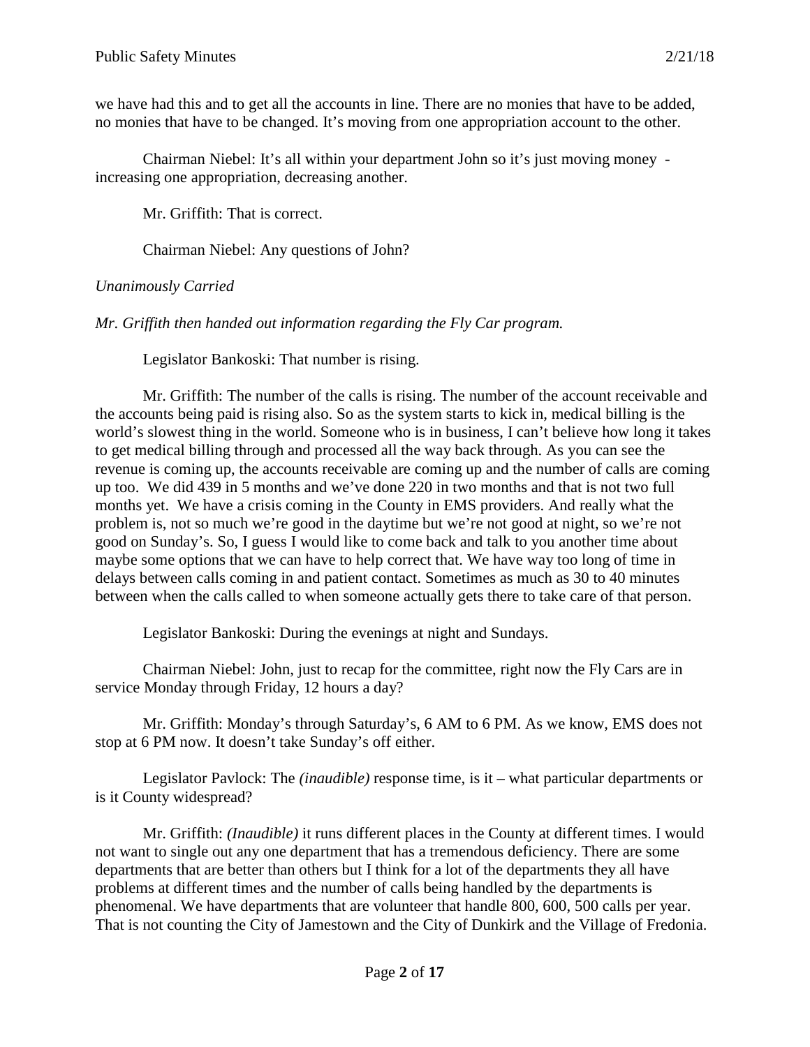we have had this and to get all the accounts in line. There are no monies that have to be added, no monies that have to be changed. It's moving from one appropriation account to the other.

Chairman Niebel: It's all within your department John so it's just moving money - increasing one appropriation, decreasing another.

Mr. Griffith: That is correct.

Chairman Niebel: Any questions of John?

*Unanimously Carried*

*Mr. Griffith then handed out information regarding the Fly Car program.*

Legislator Bankoski: That number is rising.

Mr. Griffith: The number of the calls is rising. The number of the account receivable and the accounts being paid is rising also. So as the system starts to kick in, medical billing is the world's slowest thing in the world. Someone who is in business, I can't believe how long it takes to get medical billing through and processed all the way back through. As you can see the revenue is coming up, the accounts receivable are coming up and the number of calls are coming up too. We did 439 in 5 months and we've done 220 in two months and that is not two full months yet. We have a crisis coming in the County in EMS providers. And really what the problem is, not so much we're good in the daytime but we're not good at night, so we're not good on Sunday's. So, I guess I would like to come back and talk to you another time about maybe some options that we can have to help correct that. We have way too long of time in delays between calls coming in and patient contact. Sometimes as much as 30 to 40 minutes between when the calls called to when someone actually gets there to take care of that person.

Legislator Bankoski: During the evenings at night and Sundays.

Chairman Niebel: John, just to recap for the committee, right now the Fly Cars are in service Monday through Friday, 12 hours a day?

Mr. Griffith: Monday's through Saturday's, 6 AM to 6 PM. As we know, EMS does not stop at 6 PM now. It doesn't take Sunday's off either.

Legislator Pavlock: The *(inaudible)* response time, is it – what particular departments or is it County widespread?

Mr. Griffith: *(Inaudible)* it runs different places in the County at different times. I would not want to single out any one department that has a tremendous deficiency. There are some departments that are better than others but I think for a lot of the departments they all have problems at different times and the number of calls being handled by the departments is phenomenal. We have departments that are volunteer that handle 800, 600, 500 calls per year. That is not counting the City of Jamestown and the City of Dunkirk and the Village of Fredonia.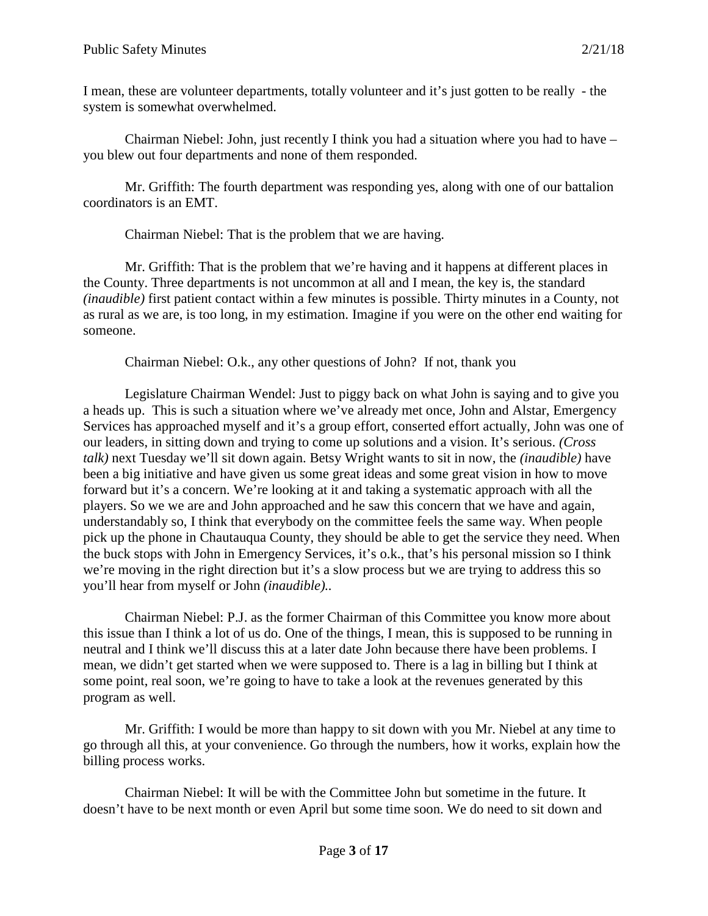I mean, these are volunteer departments, totally volunteer and it's just gotten to be really - the system is somewhat overwhelmed.

Chairman Niebel: John, just recently I think you had a situation where you had to have – you blew out four departments and none of them responded.

Mr. Griffith: The fourth department was responding yes, along with one of our battalion coordinators is an EMT.

Chairman Niebel: That is the problem that we are having.

Mr. Griffith: That is the problem that we're having and it happens at different places in the County. Three departments is not uncommon at all and I mean, the key is, the standard *(inaudible)* first patient contact within a few minutes is possible. Thirty minutes in a County, not as rural as we are, is too long, in my estimation. Imagine if you were on the other end waiting for someone.

Chairman Niebel: O.k., any other questions of John? If not, thank you

Legislature Chairman Wendel: Just to piggy back on what John is saying and to give you a heads up. This is such a situation where we've already met once, John and Alstar, Emergency Services has approached myself and it's a group effort, conserted effort actually, John was one of our leaders, in sitting down and trying to come up solutions and a vision. It's serious. *(Cross talk)* next Tuesday we'll sit down again. Betsy Wright wants to sit in now, the *(inaudible)* have been a big initiative and have given us some great ideas and some great vision in how to move forward but it's a concern. We're looking at it and taking a systematic approach with all the players. So we we are and John approached and he saw this concern that we have and again, understandably so, I think that everybody on the committee feels the same way. When people pick up the phone in Chautauqua County, they should be able to get the service they need. When the buck stops with John in Emergency Services, it's o.k., that's his personal mission so I think we're moving in the right direction but it's a slow process but we are trying to address this so you'll hear from myself or John *(inaudible)*..

Chairman Niebel: P.J. as the former Chairman of this Committee you know more about this issue than I think a lot of us do. One of the things, I mean, this is supposed to be running in neutral and I think we'll discuss this at a later date John because there have been problems. I mean, we didn't get started when we were supposed to. There is a lag in billing but I think at some point, real soon, we're going to have to take a look at the revenues generated by this program as well.

Mr. Griffith: I would be more than happy to sit down with you Mr. Niebel at any time to go through all this, at your convenience. Go through the numbers, how it works, explain how the billing process works.

Chairman Niebel: It will be with the Committee John but sometime in the future. It doesn't have to be next month or even April but some time soon. We do need to sit down and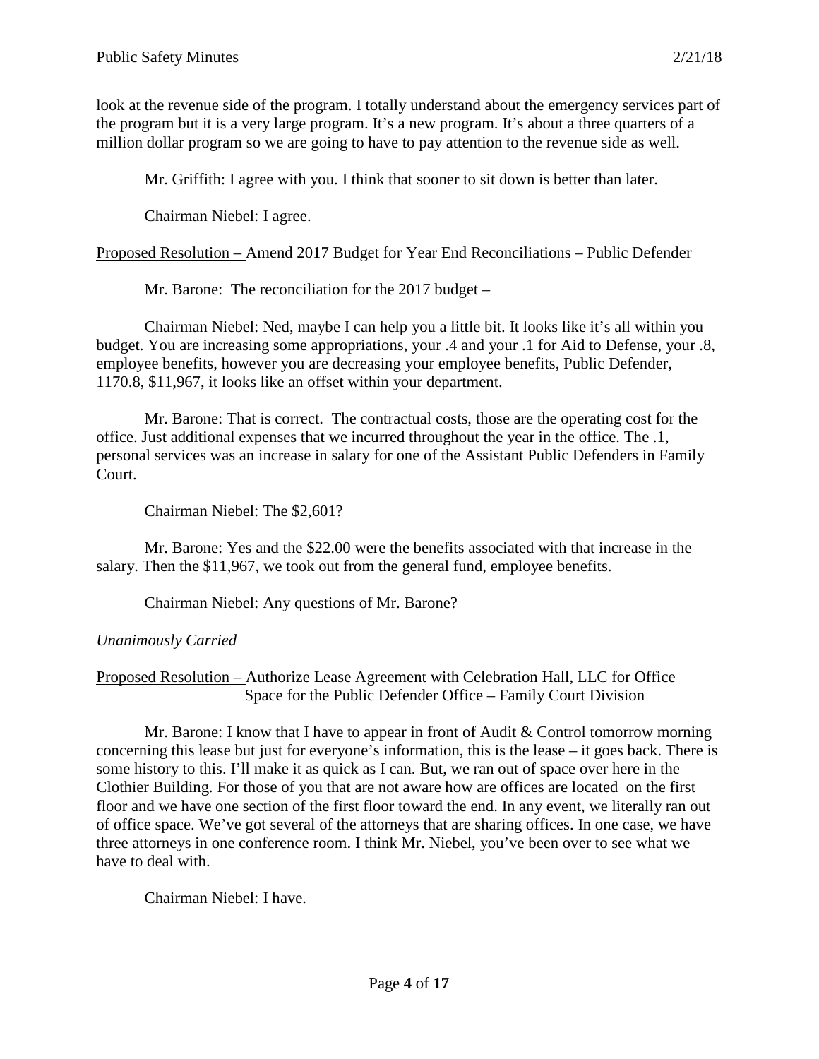look at the revenue side of the program. I totally understand about the emergency services part of the program but it is a very large program. It's a new program. It's about a three quarters of a million dollar program so we are going to have to pay attention to the revenue side as well.

Mr. Griffith: I agree with you. I think that sooner to sit down is better than later.

Chairman Niebel: I agree.

<u>Proposed Resolution –</u> Amend 2017 Budget for Year End Reconciliations – Public Defender

Mr. Barone: The reconciliation for the 2017 budget –

Chairman Niebel: Ned, maybe I can help you a little bit. It looks like it's all within you budget. You are increasing some appropriations, your .4 and your .1 for Aid to Defense, your .8, employee benefits, however you are decreasing your employee benefits, Public Defender, 1170.8, $11,967, it looks like an offset within your department.

Mr. Barone: That is correct. The contractual costs, those are the operating cost for the office. Just additional expenses that we incurred throughout the year in the office. The .1, personal services was an increase in salary for one of the Assistant Public Defenders in Family Court.

Chairman Niebel: The $2,601?

Mr. Barone: Yes and the $22.00 were the benefits associated with that increase in the salary. Then the $11,967, we took out from the general fund, employee benefits.

Chairman Niebel: Any questions of Mr. Barone?

*Unanimously Carried*

<u>Proposed Resolution –</u> Authorize Lease Agreement with Celebration Hall, LLC for Office Space for the Public Defender Office – Family Court Division

Mr. Barone: I know that I have to appear in front of Audit & Control tomorrow morning concerning this lease but just for everyone's information, this is the lease – it goes back. There is some history to this. I'll make it as quick as I can. But, we ran out of space over here in the Clothier Building. For those of you that are not aware how are offices are located on the first floor and we have one section of the first floor toward the end. In any event, we literally ran out of office space. We've got several of the attorneys that are sharing offices. In one case, we have three attorneys in one conference room. I think Mr. Niebel, you've been over to see what we have to deal with.

Chairman Niebel: I have.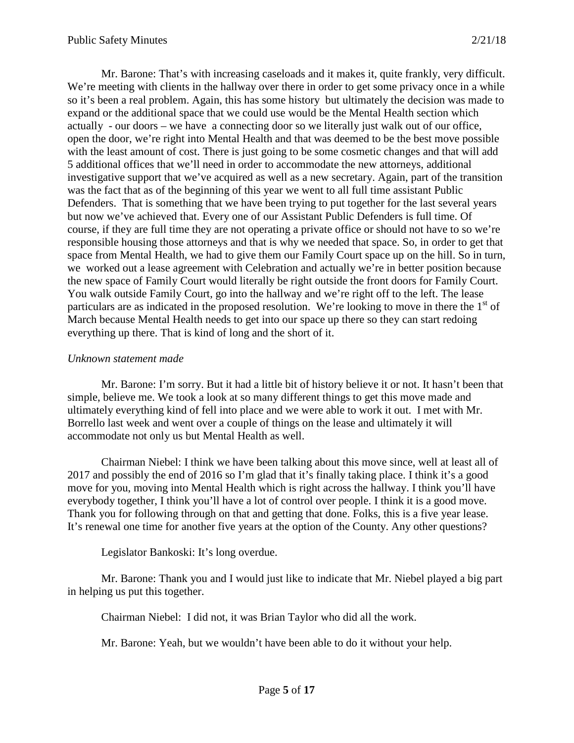Mr. Barone: That's with increasing caseloads and it makes it, quite frankly, very difficult. We're meeting with clients in the hallway over there in order to get some privacy once in a while so it's been a real problem. Again, this has some history but ultimately the decision was made to expand or the additional space that we could use would be the Mental Health section which actually - our doors – we have a connecting door so we literally just walk out of our office, open the door, we're right into Mental Health and that was deemed to be the best move possible with the least amount of cost. There is just going to be some cosmetic changes and that will add 5 additional offices that we'll need in order to accommodate the new attorneys, additional investigative support that we've acquired as well as a new secretary. Again, part of the transition was the fact that as of the beginning of this year we went to all full time assistant Public Defenders. That is something that we have been trying to put together for the last several years but now we've achieved that. Every one of our Assistant Public Defenders is full time. Of course, if they are full time they are not operating a private office or should not have to so we're responsible housing those attorneys and that is why we needed that space. So, in order to get that space from Mental Health, we had to give them our Family Court space up on the hill. So in turn, we worked out a lease agreement with Celebration and actually we're in better position because the new space of Family Court would literally be right outside the front doors for Family Court. You walk outside Family Court, go into the hallway and we're right off to the left. The lease particulars are as indicated in the proposed resolution. We're looking to move in there the 1st of March because Mental Health needs to get into our space up there so they can start redoing everything up there. That is kind of long and the short of it.

*Unknown statement made*

Mr. Barone: I'm sorry. But it had a little bit of history believe it or not. It hasn't been that simple, believe me. We took a look at so many different things to get this move made and ultimately everything kind of fell into place and we were able to work it out. I met with Mr. Borrello last week and went over a couple of things on the lease and ultimately it will accommodate not only us but Mental Health as well.

Chairman Niebel: I think we have been talking about this move since, well at least all of 2017 and possibly the end of 2016 so I'm glad that it's finally taking place. I think it's a good move for you, moving into Mental Health which is right across the hallway. I think you'll have everybody together, I think you'll have a lot of control over people. I think it is a good move. Thank you for following through on that and getting that done. Folks, this is a five year lease. It's renewal one time for another five years at the option of the County. Any other questions?

Legislator Bankoski: It's long overdue.

Mr. Barone: Thank you and I would just like to indicate that Mr. Niebel played a big part in helping us put this together.

Chairman Niebel: I did not, it was Brian Taylor who did all the work.

Mr. Barone: Yeah, but we wouldn't have been able to do it without your help.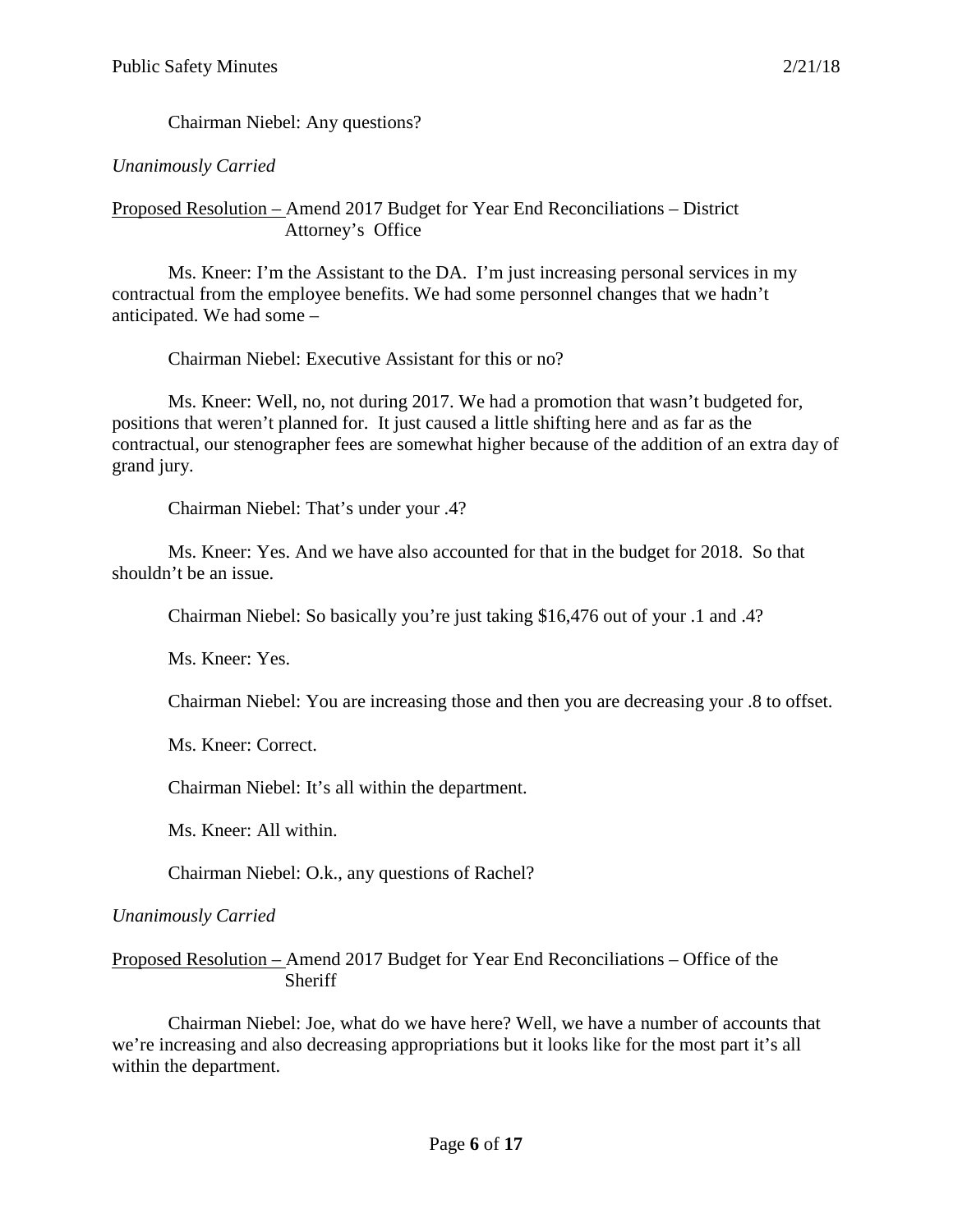Chairman Niebel: Any questions?

*Unanimously Carried*

Proposed Resolution – Amend 2017 Budget for Year End Reconciliations – District Attorney's Office

Ms. Kneer: I'm the Assistant to the DA. I'm just increasing personal services in my contractual from the employee benefits. We had some personnel changes that we hadn't anticipated. We had some –

Chairman Niebel: Executive Assistant for this or no?

Ms. Kneer: Well, no, not during 2017. We had a promotion that wasn't budgeted for, positions that weren't planned for. It just caused a little shifting here and as far as the contractual, our stenographer fees are somewhat higher because of the addition of an extra day of grand jury.

Chairman Niebel: That's under your .4?

Ms. Kneer: Yes. And we have also accounted for that in the budget for 2018. So that shouldn't be an issue.

Chairman Niebel: So basically you're just taking $16,476 out of your .1 and .4?

Ms. Kneer: Yes.

Chairman Niebel: You are increasing those and then you are decreasing your .8 to offset.

Ms. Kneer: Correct.

Chairman Niebel: It's all within the department.

Ms. Kneer: All within.

Chairman Niebel: O.k., any questions of Rachel?

*Unanimously Carried*

Proposed Resolution – Amend 2017 Budget for Year End Reconciliations – Office of the Sheriff

Chairman Niebel: Joe, what do we have here? Well, we have a number of accounts that we're increasing and also decreasing appropriations but it looks like for the most part it's all within the department.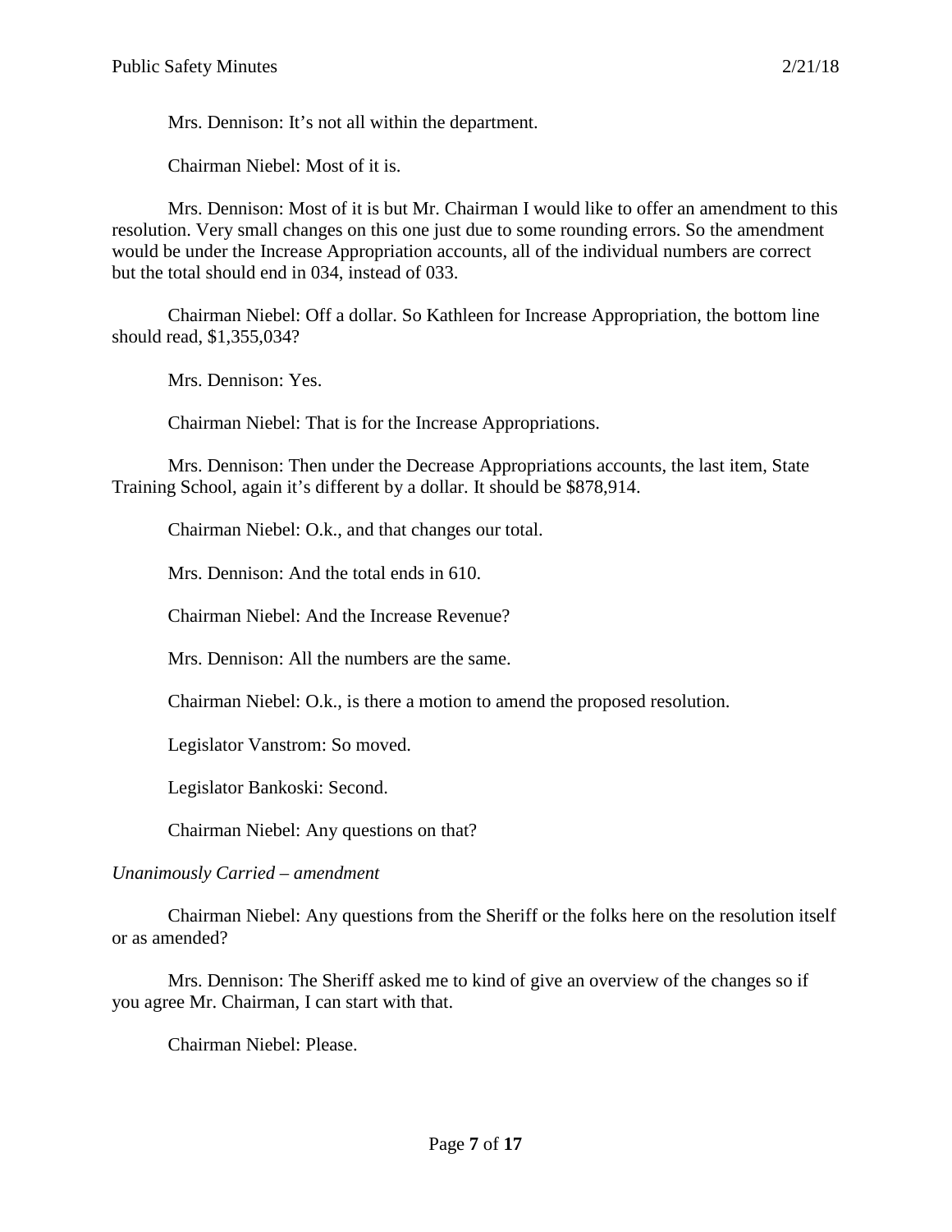Mrs. Dennison: It's not all within the department.

Chairman Niebel: Most of it is.

Mrs. Dennison: Most of it is but Mr. Chairman I would like to offer an amendment to this resolution. Very small changes on this one just due to some rounding errors. So the amendment would be under the Increase Appropriation accounts, all of the individual numbers are correct but the total should end in 034, instead of 033.

Chairman Niebel: Off a dollar. So Kathleen for Increase Appropriation, the bottom line should read, $1,355,034?

Mrs. Dennison: Yes.

Chairman Niebel: That is for the Increase Appropriations.

Mrs. Dennison: Then under the Decrease Appropriations accounts, the last item, State Training School, again it's different by a dollar. It should be $878,914.

Chairman Niebel: O.k., and that changes our total.

Mrs. Dennison: And the total ends in 610.

Chairman Niebel: And the Increase Revenue?

Mrs. Dennison: All the numbers are the same.

Chairman Niebel: O.k., is there a motion to amend the proposed resolution.

Legislator Vanstrom: So moved.

Legislator Bankoski: Second.

Chairman Niebel: Any questions on that?

*Unanimously Carried – amendment*

Chairman Niebel: Any questions from the Sheriff or the folks here on the resolution itself or as amended?

Mrs. Dennison: The Sheriff asked me to kind of give an overview of the changes so if you agree Mr. Chairman, I can start with that.

Chairman Niebel: Please.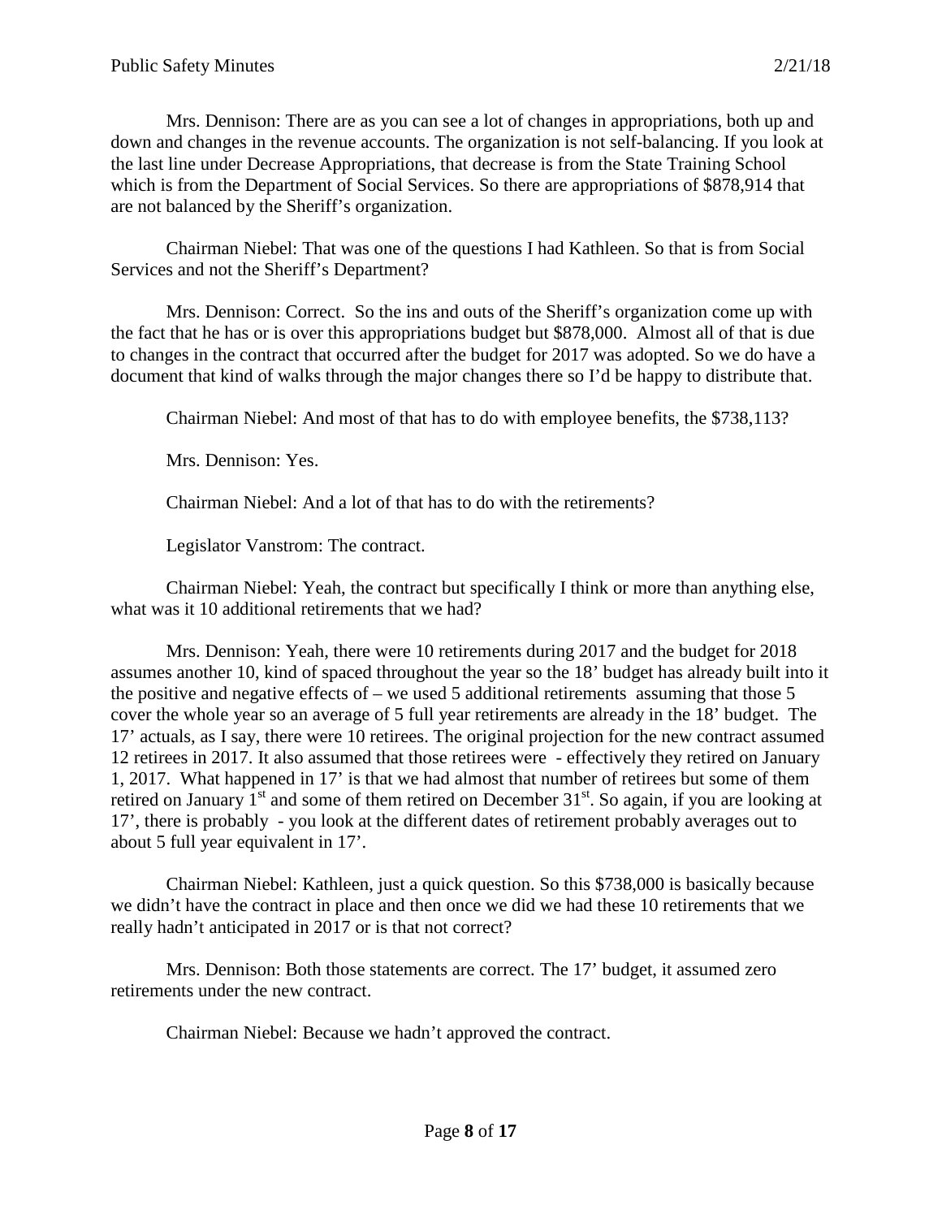Mrs. Dennison: There are as you can see a lot of changes in appropriations, both up and down and changes in the revenue accounts. The organization is not self-balancing. If you look at the last line under Decrease Appropriations, that decrease is from the State Training School which is from the Department of Social Services. So there are appropriations of $878,914 that are not balanced by the Sheriff's organization.

Chairman Niebel: That was one of the questions I had Kathleen. So that is from Social Services and not the Sheriff's Department?

Mrs. Dennison: Correct. So the ins and outs of the Sheriff's organization come up with the fact that he has or is over this appropriations budget but $878,000. Almost all of that is due to changes in the contract that occurred after the budget for 2017 was adopted. So we do have a document that kind of walks through the major changes there so I'd be happy to distribute that.

Chairman Niebel: And most of that has to do with employee benefits, the $738,113?

Mrs. Dennison: Yes.

Chairman Niebel: And a lot of that has to do with the retirements?

Legislator Vanstrom: The contract.

Chairman Niebel: Yeah, the contract but specifically I think or more than anything else, what was it 10 additional retirements that we had?

Mrs. Dennison: Yeah, there were 10 retirements during 2017 and the budget for 2018 assumes another 10, kind of spaced throughout the year so the 18' budget has already built into it the positive and negative effects of – we used 5 additional retirements assuming that those 5 cover the whole year so an average of 5 full year retirements are already in the 18' budget. The 17' actuals, as I say, there were 10 retirees. The original projection for the new contract assumed 12 retirees in 2017. It also assumed that those retirees were - effectively they retired on January 1, 2017. What happened in 17' is that we had almost that number of retirees but some of them retired on January 1st and some of them retired on December 31st. So again, if you are looking at 17', there is probably - you look at the different dates of retirement probably averages out to about 5 full year equivalent in 17'.

Chairman Niebel: Kathleen, just a quick question. So this $738,000 is basically because we didn't have the contract in place and then once we did we had these 10 retirements that we really hadn't anticipated in 2017 or is that not correct?

Mrs. Dennison: Both those statements are correct. The 17' budget, it assumed zero retirements under the new contract.

Chairman Niebel: Because we hadn't approved the contract.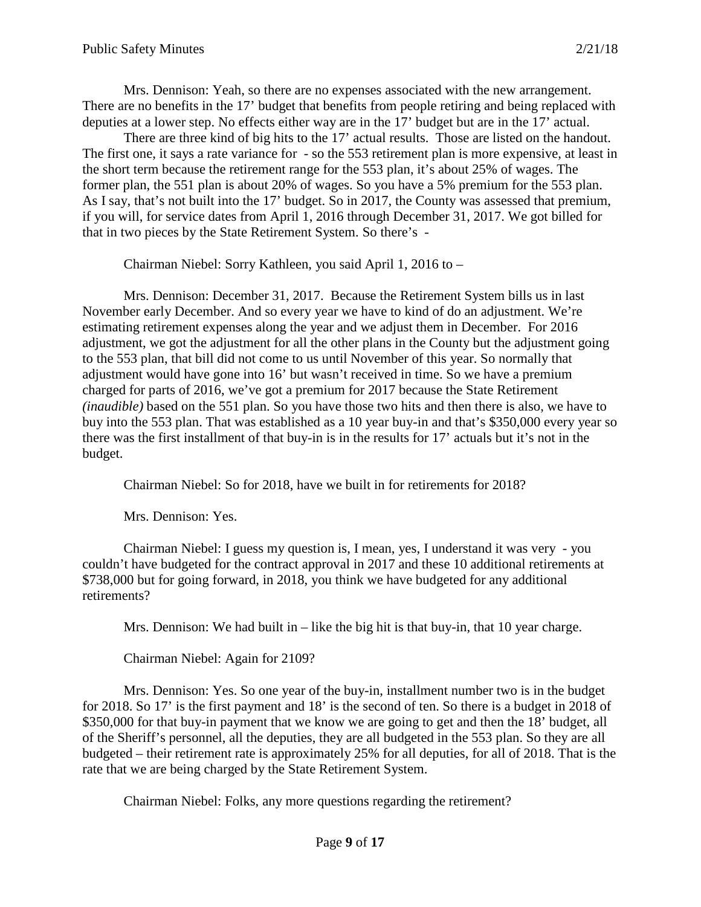Mrs. Dennison: Yeah, so there are no expenses associated with the new arrangement. There are no benefits in the 17' budget that benefits from people retiring and being replaced with deputies at a lower step. No effects either way are in the 17' budget but are in the 17' actual.

There are three kind of big hits to the 17' actual results. Those are listed on the handout. The first one, it says a rate variance for - so the 553 retirement plan is more expensive, at least in the short term because the retirement range for the 553 plan, it's about 25% of wages. The former plan, the 551 plan is about 20% of wages. So you have a 5% premium for the 553 plan. As I say, that's not built into the 17' budget. So in 2017, the County was assessed that premium, if you will, for service dates from April 1, 2016 through December 31, 2017. We got billed for that in two pieces by the State Retirement System. So there's -

Chairman Niebel: Sorry Kathleen, you said April 1, 2016 to –

Mrs. Dennison: December 31, 2017. Because the Retirement System bills us in last November early December. And so every year we have to kind of do an adjustment. We're estimating retirement expenses along the year and we adjust them in December. For 2016 adjustment, we got the adjustment for all the other plans in the County but the adjustment going to the 553 plan, that bill did not come to us until November of this year. So normally that adjustment would have gone into 16' but wasn't received in time. So we have a premium charged for parts of 2016, we've got a premium for 2017 because the State Retirement *(inaudible)* based on the 551 plan. So you have those two hits and then there is also, we have to buy into the 553 plan. That was established as a 10 year buy-in and that's $350,000 every year so there was the first installment of that buy-in is in the results for 17' actuals but it's not in the budget.

Chairman Niebel: So for 2018, have we built in for retirements for 2018?

Mrs. Dennison: Yes.

Chairman Niebel: I guess my question is, I mean, yes, I understand it was very - you couldn't have budgeted for the contract approval in 2017 and these 10 additional retirements at $738,000 but for going forward, in 2018, you think we have budgeted for any additional retirements?

Mrs. Dennison: We had built in – like the big hit is that buy-in, that 10 year charge.

Chairman Niebel: Again for 2109?

Mrs. Dennison: Yes. So one year of the buy-in, installment number two is in the budget for 2018. So 17' is the first payment and 18' is the second of ten. So there is a budget in 2018 of $350,000 for that buy-in payment that we know we are going to get and then the 18' budget, all of the Sheriff's personnel, all the deputies, they are all budgeted in the 553 plan. So they are all budgeted – their retirement rate is approximately 25% for all deputies, for all of 2018. That is the rate that we are being charged by the State Retirement System.

Chairman Niebel: Folks, any more questions regarding the retirement?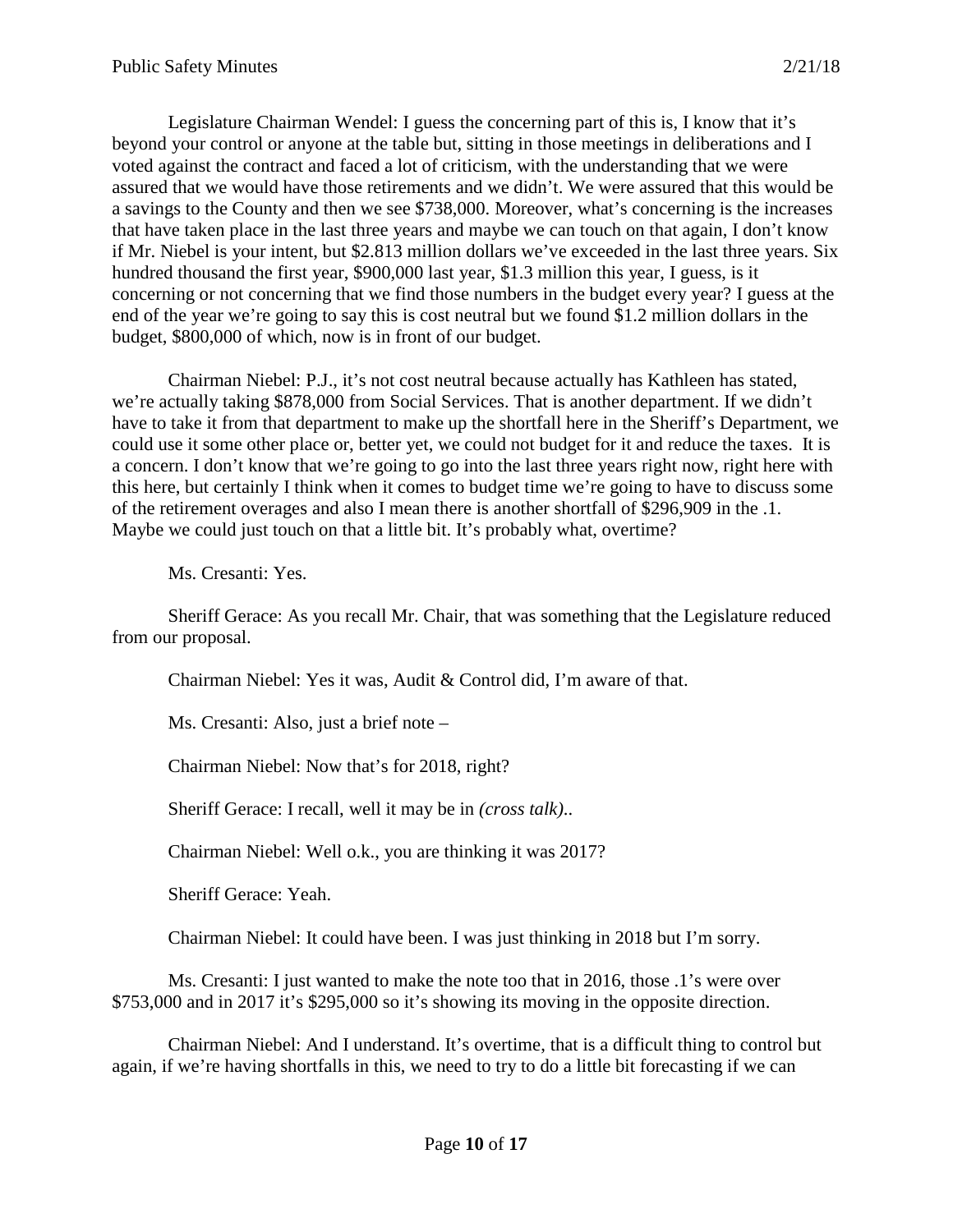Legislature Chairman Wendel: I guess the concerning part of this is, I know that it's beyond your control or anyone at the table but, sitting in those meetings in deliberations and I voted against the contract and faced a lot of criticism, with the understanding that we were assured that we would have those retirements and we didn't. We were assured that this would be a savings to the County and then we see $738,000. Moreover, what's concerning is the increases that have taken place in the last three years and maybe we can touch on that again, I don't know if Mr. Niebel is your intent, but $2.813 million dollars we've exceeded in the last three years. Six hundred thousand the first year, $900,000 last year, $1.3 million this year, I guess, is it concerning or not concerning that we find those numbers in the budget every year? I guess at the end of the year we're going to say this is cost neutral but we found $1.2 million dollars in the budget, $800,000 of which, now is in front of our budget.

Chairman Niebel: P.J., it's not cost neutral because actually has Kathleen has stated, we're actually taking $878,000 from Social Services. That is another department. If we didn't have to take it from that department to make up the shortfall here in the Sheriff's Department, we could use it some other place or, better yet, we could not budget for it and reduce the taxes. It is a concern. I don't know that we're going to go into the last three years right now, right here with this here, but certainly I think when it comes to budget time we're going to have to discuss some of the retirement overages and also I mean there is another shortfall of $296,909 in the .1. Maybe we could just touch on that a little bit. It's probably what, overtime?

Ms. Cresanti: Yes.

Sheriff Gerace: As you recall Mr. Chair, that was something that the Legislature reduced from our proposal.

Chairman Niebel: Yes it was, Audit & Control did, I'm aware of that.

Ms. Cresanti: Also, just a brief note –

Chairman Niebel: Now that's for 2018, right?

Sheriff Gerace: I recall, well it may be in *(cross talk)*..

Chairman Niebel: Well o.k., you are thinking it was 2017?

Sheriff Gerace: Yeah.

Chairman Niebel: It could have been. I was just thinking in 2018 but I'm sorry.

Ms. Cresanti: I just wanted to make the note too that in 2016, those .1's were over $753,000 and in 2017 it's $295,000 so it's showing its moving in the opposite direction.

Chairman Niebel: And I understand. It's overtime, that is a difficult thing to control but again, if we're having shortfalls in this, we need to try to do a little bit forecasting if we can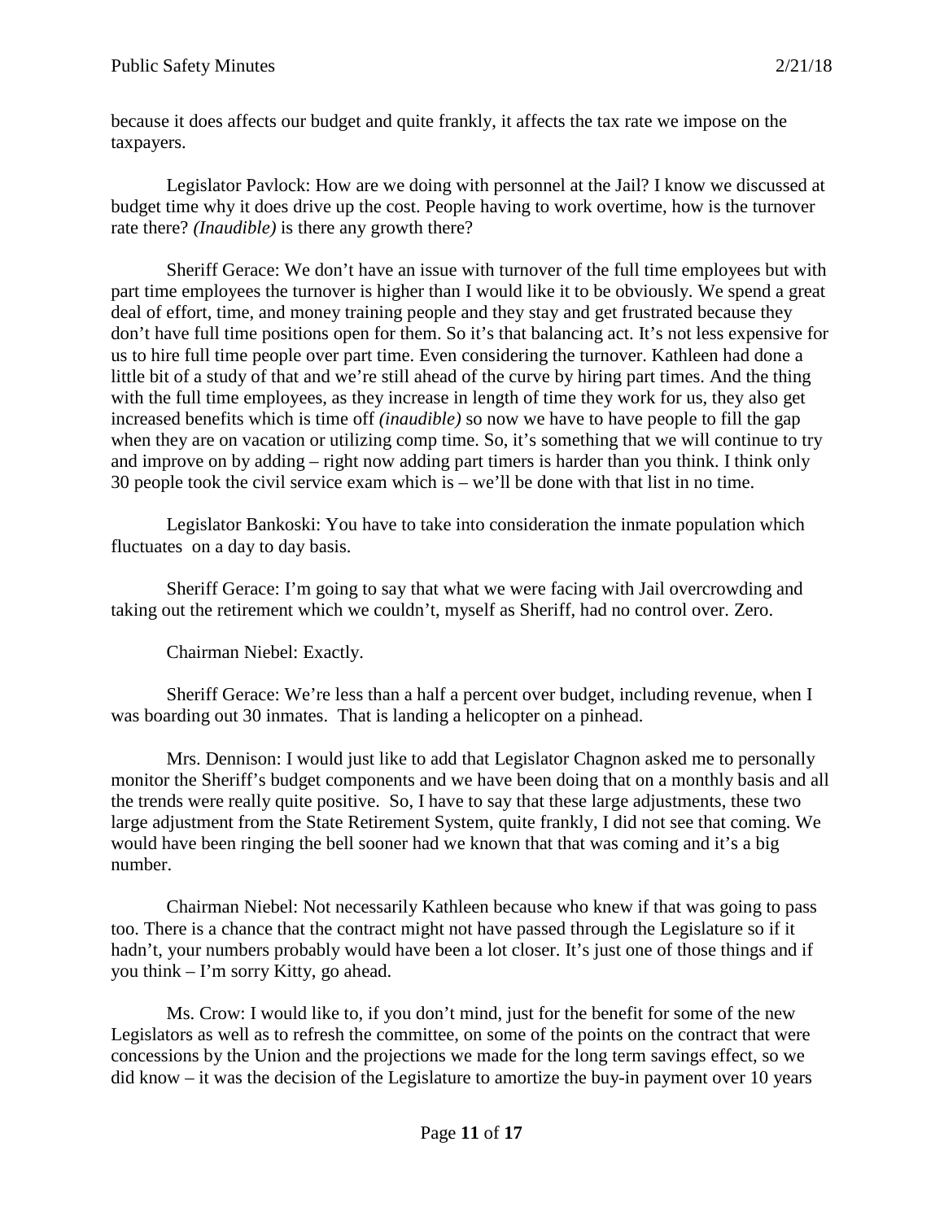because it does affects our budget and quite frankly, it affects the tax rate we impose on the taxpayers.

Legislator Pavlock: How are we doing with personnel at the Jail? I know we discussed at budget time why it does drive up the cost. People having to work overtime, how is the turnover rate there? *(Inaudible)* is there any growth there?

Sheriff Gerace: We don't have an issue with turnover of the full time employees but with part time employees the turnover is higher than I would like it to be obviously. We spend a great deal of effort, time, and money training people and they stay and get frustrated because they don't have full time positions open for them. So it's that balancing act. It's not less expensive for us to hire full time people over part time. Even considering the turnover. Kathleen had done a little bit of a study of that and we're still ahead of the curve by hiring part times. And the thing with the full time employees, as they increase in length of time they work for us, they also get increased benefits which is time off *(inaudible)* so now we have to have people to fill the gap when they are on vacation or utilizing comp time. So, it's something that we will continue to try and improve on by adding – right now adding part timers is harder than you think. I think only 30 people took the civil service exam which is – we'll be done with that list in no time.

Legislator Bankoski: You have to take into consideration the inmate population which fluctuates on a day to day basis.

Sheriff Gerace: I'm going to say that what we were facing with Jail overcrowding and taking out the retirement which we couldn't, myself as Sheriff, had no control over. Zero.

Chairman Niebel: Exactly.

Sheriff Gerace: We're less than a half a percent over budget, including revenue, when I was boarding out 30 inmates. That is landing a helicopter on a pinhead.

Mrs. Dennison: I would just like to add that Legislator Chagnon asked me to personally monitor the Sheriff's budget components and we have been doing that on a monthly basis and all the trends were really quite positive. So, I have to say that these large adjustments, these two large adjustment from the State Retirement System, quite frankly, I did not see that coming. We would have been ringing the bell sooner had we known that that was coming and it's a big number.

Chairman Niebel: Not necessarily Kathleen because who knew if that was going to pass too. There is a chance that the contract might not have passed through the Legislature so if it hadn't, your numbers probably would have been a lot closer. It's just one of those things and if you think – I'm sorry Kitty, go ahead.

Ms. Crow: I would like to, if you don't mind, just for the benefit for some of the new Legislators as well as to refresh the committee, on some of the points on the contract that were concessions by the Union and the projections we made for the long term savings effect, so we did know – it was the decision of the Legislature to amortize the buy-in payment over 10 years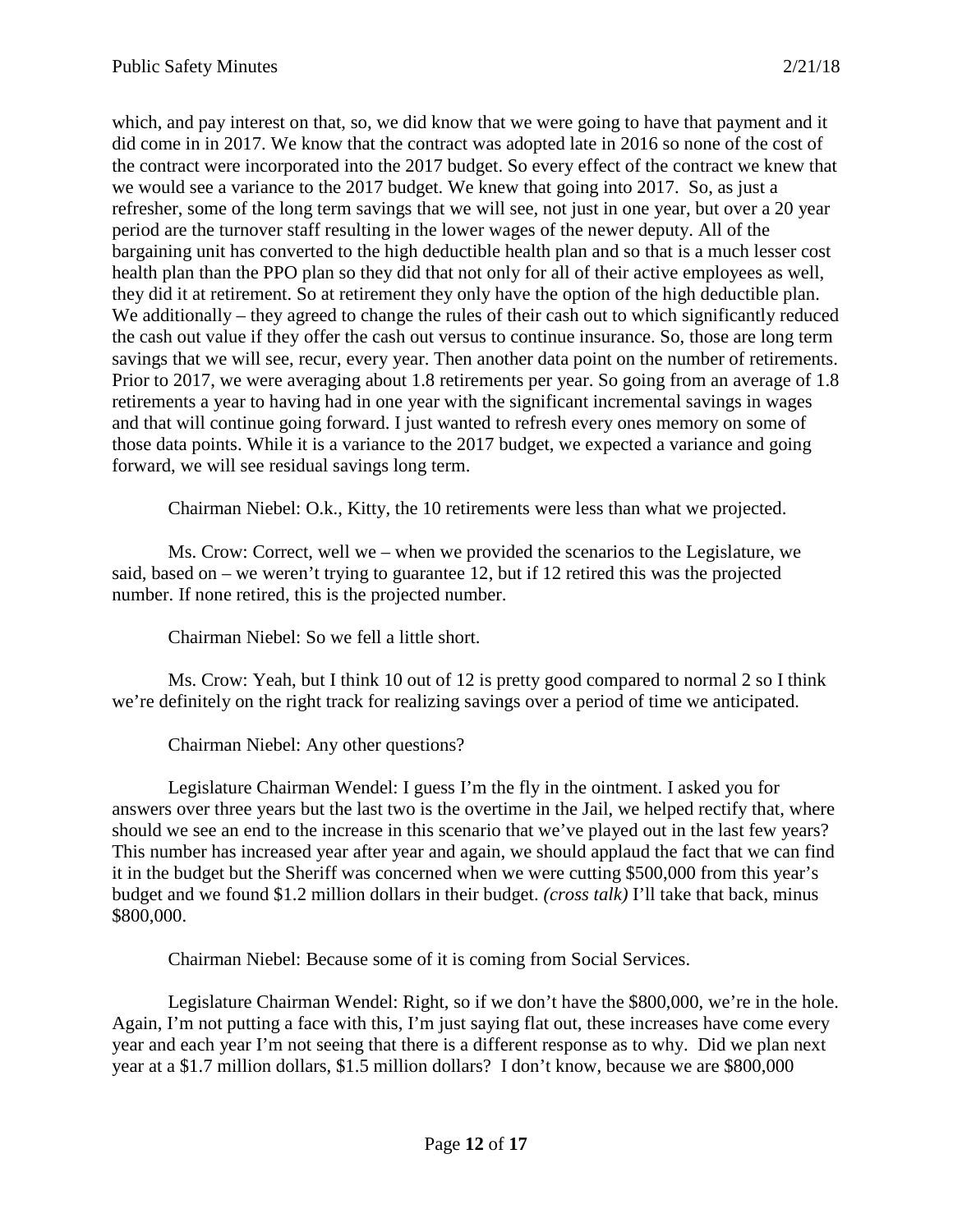which, and pay interest on that, so, we did know that we were going to have that payment and it did come in in 2017. We know that the contract was adopted late in 2016 so none of the cost of the contract were incorporated into the 2017 budget. So every effect of the contract we knew that we would see a variance to the 2017 budget. We knew that going into 2017. So, as just a refresher, some of the long term savings that we will see, not just in one year, but over a 20 year period are the turnover staff resulting in the lower wages of the newer deputy. All of the bargaining unit has converted to the high deductible health plan and so that is a much lesser cost health plan than the PPO plan so they did that not only for all of their active employees as well, they did it at retirement. So at retirement they only have the option of the high deductible plan. We additionally – they agreed to change the rules of their cash out to which significantly reduced the cash out value if they offer the cash out versus to continue insurance. So, those are long term savings that we will see, recur, every year. Then another data point on the number of retirements. Prior to 2017, we were averaging about 1.8 retirements per year. So going from an average of 1.8 retirements a year to having had in one year with the significant incremental savings in wages and that will continue going forward. I just wanted to refresh every ones memory on some of those data points. While it is a variance to the 2017 budget, we expected a variance and going forward, we will see residual savings long term.

Chairman Niebel: O.k., Kitty, the 10 retirements were less than what we projected.

Ms. Crow: Correct, well we – when we provided the scenarios to the Legislature, we said, based on – we weren't trying to guarantee 12, but if 12 retired this was the projected number. If none retired, this is the projected number.

Chairman Niebel: So we fell a little short.

Ms. Crow: Yeah, but I think 10 out of 12 is pretty good compared to normal 2 so I think we're definitely on the right track for realizing savings over a period of time we anticipated.

Chairman Niebel: Any other questions?

Legislature Chairman Wendel: I guess I'm the fly in the ointment. I asked you for answers over three years but the last two is the overtime in the Jail, we helped rectify that, where should we see an end to the increase in this scenario that we've played out in the last few years? This number has increased year after year and again, we should applaud the fact that we can find it in the budget but the Sheriff was concerned when we were cutting $500,000 from this year's budget and we found $1.2 million dollars in their budget. *(cross talk)* I'll take that back, minus $800,000.

Chairman Niebel: Because some of it is coming from Social Services.

Legislature Chairman Wendel: Right, so if we don't have the $800,000, we're in the hole. Again, I'm not putting a face with this, I'm just saying flat out, these increases have come every year and each year I'm not seeing that there is a different response as to why. Did we plan next year at a $1.7 million dollars, $1.5 million dollars? I don't know, because we are $800,000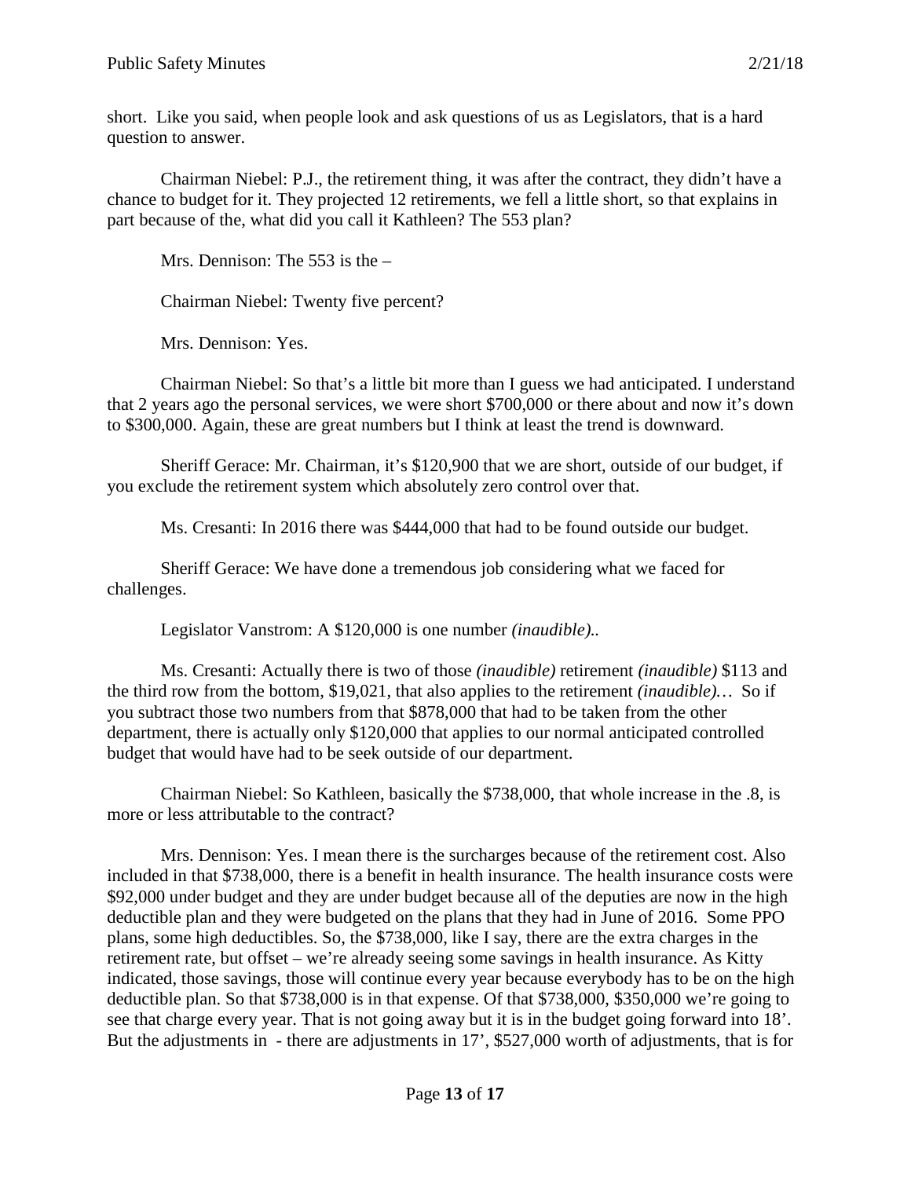short. Like you said, when people look and ask questions of us as Legislators, that is a hard question to answer.

Chairman Niebel: P.J., the retirement thing, it was after the contract, they didn't have a chance to budget for it. They projected 12 retirements, we fell a little short, so that explains in part because of the, what did you call it Kathleen? The 553 plan?

Mrs. Dennison: The 553 is the –

Chairman Niebel: Twenty five percent?

Mrs. Dennison: Yes.

Chairman Niebel: So that's a little bit more than I guess we had anticipated. I understand that 2 years ago the personal services, we were short $700,000 or there about and now it's down to $300,000. Again, these are great numbers but I think at least the trend is downward.

Sheriff Gerace: Mr. Chairman, it's $120,900 that we are short, outside of our budget, if you exclude the retirement system which absolutely zero control over that.

Ms. Cresanti: In 2016 there was $444,000 that had to be found outside our budget.

Sheriff Gerace: We have done a tremendous job considering what we faced for challenges.

Legislator Vanstrom: A $120,000 is one number *(inaudible)*..

Ms. Cresanti: Actually there is two of those *(inaudible)* retirement *(inaudible)* $113 and the third row from the bottom, $19,021, that also applies to the retirement *(inaudible)…* So if you subtract those two numbers from that $878,000 that had to be taken from the other department, there is actually only $120,000 that applies to our normal anticipated controlled budget that would have had to be seek outside of our department.

Chairman Niebel: So Kathleen, basically the $738,000, that whole increase in the .8, is more or less attributable to the contract?

Mrs. Dennison: Yes. I mean there is the surcharges because of the retirement cost. Also included in that $738,000, there is a benefit in health insurance. The health insurance costs were $92,000 under budget and they are under budget because all of the deputies are now in the high deductible plan and they were budgeted on the plans that they had in June of 2016. Some PPO plans, some high deductibles. So, the $738,000, like I say, there are the extra charges in the retirement rate, but offset – we're already seeing some savings in health insurance. As Kitty indicated, those savings, those will continue every year because everybody has to be on the high deductible plan. So that $738,000 is in that expense. Of that $738,000, $350,000 we're going to see that charge every year. That is not going away but it is in the budget going forward into 18'. But the adjustments in - there are adjustments in 17', $527,000 worth of adjustments, that is for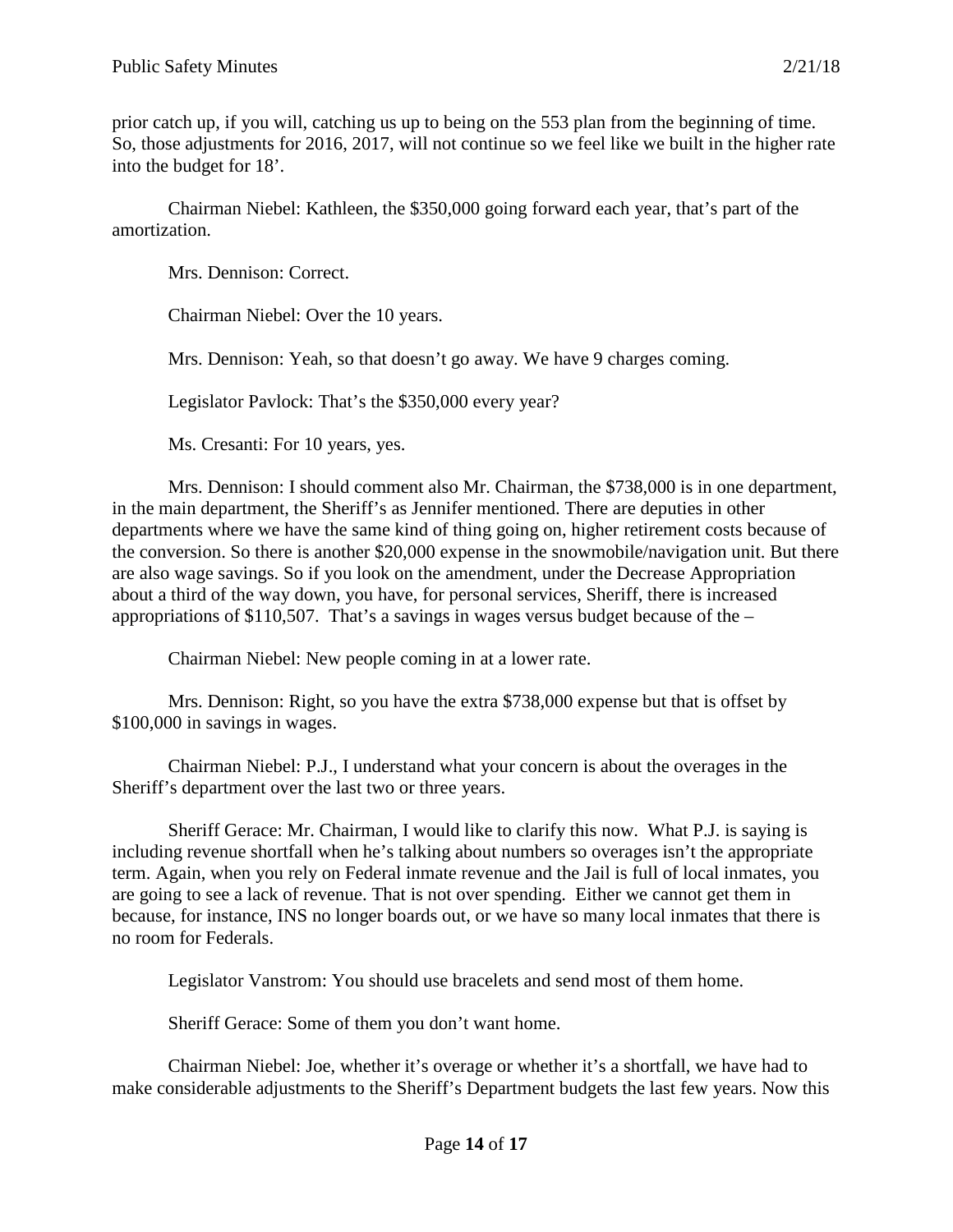prior catch up, if you will, catching us up to being on the 553 plan from the beginning of time. So, those adjustments for 2016, 2017, will not continue so we feel like we built in the higher rate into the budget for 18'.

Chairman Niebel: Kathleen, the $350,000 going forward each year, that's part of the amortization.

Mrs. Dennison: Correct.

Chairman Niebel: Over the 10 years.

Mrs. Dennison: Yeah, so that doesn't go away. We have 9 charges coming.

Legislator Pavlock: That's the $350,000 every year?

Ms. Cresanti: For 10 years, yes.

Mrs. Dennison: I should comment also Mr. Chairman, the $738,000 is in one department, in the main department, the Sheriff's as Jennifer mentioned. There are deputies in other departments where we have the same kind of thing going on, higher retirement costs because of the conversion. So there is another $20,000 expense in the snowmobile/navigation unit. But there are also wage savings. So if you look on the amendment, under the Decrease Appropriation about a third of the way down, you have, for personal services, Sheriff, there is increased appropriations of $110,507. That's a savings in wages versus budget because of the –

Chairman Niebel: New people coming in at a lower rate.

Mrs. Dennison: Right, so you have the extra $738,000 expense but that is offset by $100,000 in savings in wages.

Chairman Niebel: P.J., I understand what your concern is about the overages in the Sheriff's department over the last two or three years.

Sheriff Gerace: Mr. Chairman, I would like to clarify this now. What P.J. is saying is including revenue shortfall when he's talking about numbers so overages isn't the appropriate term. Again, when you rely on Federal inmate revenue and the Jail is full of local inmates, you are going to see a lack of revenue. That is not over spending. Either we cannot get them in because, for instance, INS no longer boards out, or we have so many local inmates that there is no room for Federals.

Legislator Vanstrom: You should use bracelets and send most of them home.

Sheriff Gerace: Some of them you don't want home.

Chairman Niebel: Joe, whether it's overage or whether it's a shortfall, we have had to make considerable adjustments to the Sheriff's Department budgets the last few years. Now this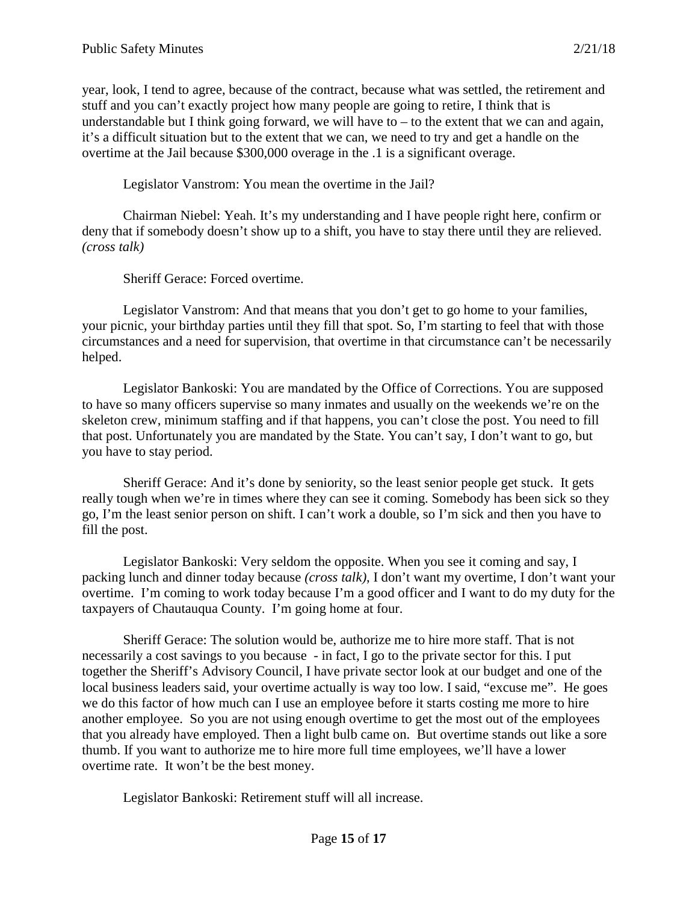year, look, I tend to agree, because of the contract, because what was settled, the retirement and stuff and you can't exactly project how many people are going to retire, I think that is understandable but I think going forward, we will have to – to the extent that we can and again, it's a difficult situation but to the extent that we can, we need to try and get a handle on the overtime at the Jail because $300,000 overage in the .1 is a significant overage.

Legislator Vanstrom: You mean the overtime in the Jail?

Chairman Niebel: Yeah. It's my understanding and I have people right here, confirm or deny that if somebody doesn't show up to a shift, you have to stay there until they are relieved. *(cross talk)*

Sheriff Gerace: Forced overtime.

Legislator Vanstrom: And that means that you don't get to go home to your families, your picnic, your birthday parties until they fill that spot. So, I'm starting to feel that with those circumstances and a need for supervision, that overtime in that circumstance can't be necessarily helped.

Legislator Bankoski: You are mandated by the Office of Corrections. You are supposed to have so many officers supervise so many inmates and usually on the weekends we're on the skeleton crew, minimum staffing and if that happens, you can't close the post. You need to fill that post. Unfortunately you are mandated by the State. You can't say, I don't want to go, but you have to stay period.

Sheriff Gerace: And it's done by seniority, so the least senior people get stuck. It gets really tough when we're in times where they can see it coming. Somebody has been sick so they go, I'm the least senior person on shift. I can't work a double, so I'm sick and then you have to fill the post.

Legislator Bankoski: Very seldom the opposite. When you see it coming and say, I packing lunch and dinner today because *(cross talk)*, I don't want my overtime, I don't want your overtime. I'm coming to work today because I'm a good officer and I want to do my duty for the taxpayers of Chautauqua County. I'm going home at four.

Sheriff Gerace: The solution would be, authorize me to hire more staff. That is not necessarily a cost savings to you because - in fact, I go to the private sector for this. I put together the Sheriff's Advisory Council, I have private sector look at our budget and one of the local business leaders said, your overtime actually is way too low. I said, "excuse me". He goes we do this factor of how much can I use an employee before it starts costing me more to hire another employee. So you are not using enough overtime to get the most out of the employees that you already have employed. Then a light bulb came on. But overtime stands out like a sore thumb. If you want to authorize me to hire more full time employees, we'll have a lower overtime rate. It won't be the best money.

Legislator Bankoski: Retirement stuff will all increase.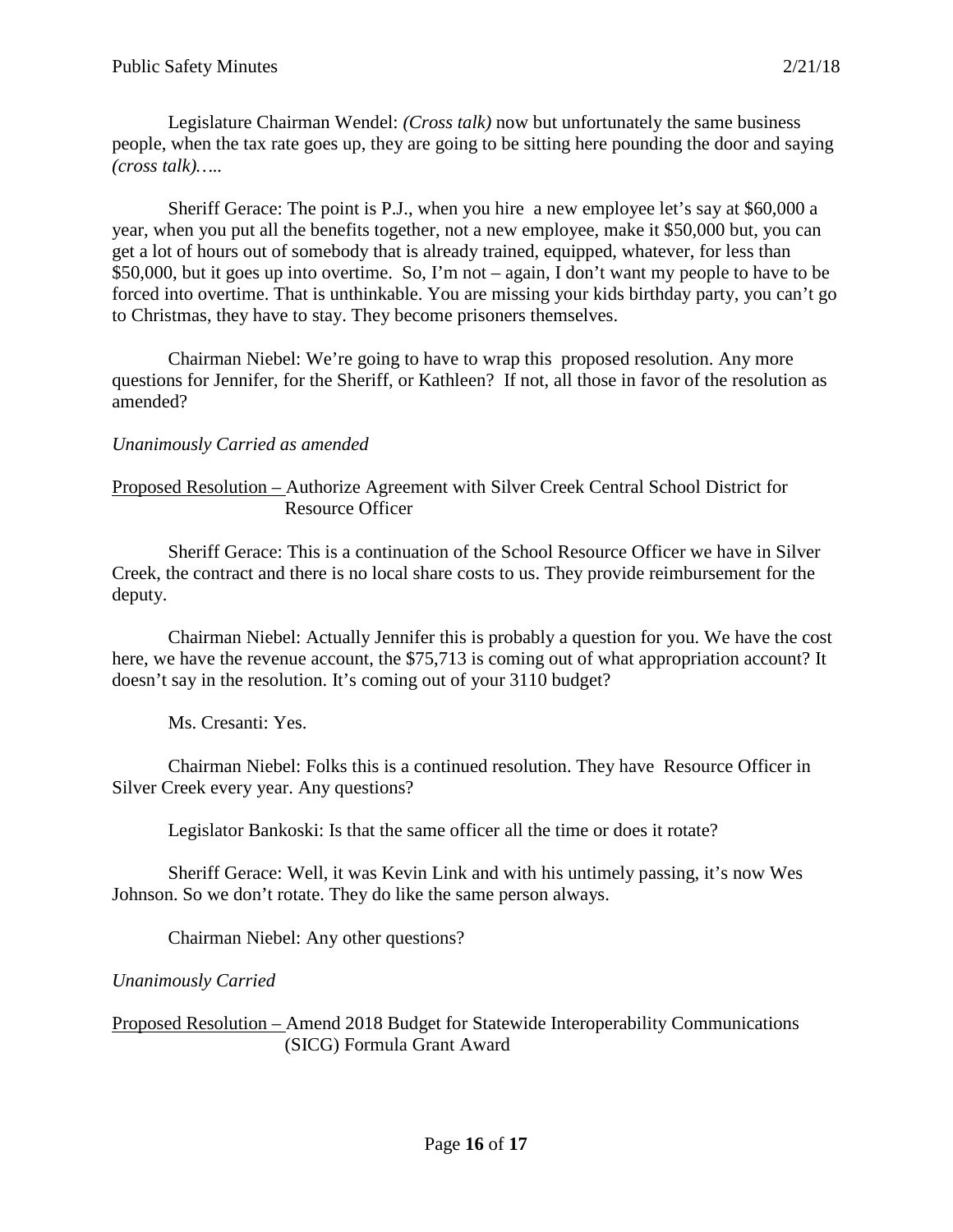Legislature Chairman Wendel: *(Cross talk)* now but unfortunately the same business people, when the tax rate goes up, they are going to be sitting here pounding the door and saying *(cross talk)…..*

Sheriff Gerace: The point is P.J., when you hire a new employee let's say at $60,000 a year, when you put all the benefits together, not a new employee, make it $50,000 but, you can get a lot of hours out of somebody that is already trained, equipped, whatever, for less than $50,000, but it goes up into overtime. So, I'm not – again, I don't want my people to have to be forced into overtime. That is unthinkable. You are missing your kids birthday party, you can't go to Christmas, they have to stay. They become prisoners themselves.

Chairman Niebel: We're going to have to wrap this proposed resolution. Any more questions for Jennifer, for the Sheriff, or Kathleen? If not, all those in favor of the resolution as amended?

*Unanimously Carried as amended*

<u>Proposed Resolution –</u> Authorize Agreement with Silver Creek Central School District for Resource Officer

Sheriff Gerace: This is a continuation of the School Resource Officer we have in Silver Creek, the contract and there is no local share costs to us. They provide reimbursement for the deputy.

Chairman Niebel: Actually Jennifer this is probably a question for you. We have the cost here, we have the revenue account, the $75,713 is coming out of what appropriation account? It doesn't say in the resolution. It's coming out of your 3110 budget?

Ms. Cresanti: Yes.

Chairman Niebel: Folks this is a continued resolution. They have Resource Officer in Silver Creek every year. Any questions?

Legislator Bankoski: Is that the same officer all the time or does it rotate?

Sheriff Gerace: Well, it was Kevin Link and with his untimely passing, it's now Wes Johnson. So we don't rotate. They do like the same person always.

Chairman Niebel: Any other questions?

*Unanimously Carried*

<u>Proposed Resolution –</u> Amend 2018 Budget for Statewide Interoperability Communications (SICG) Formula Grant Award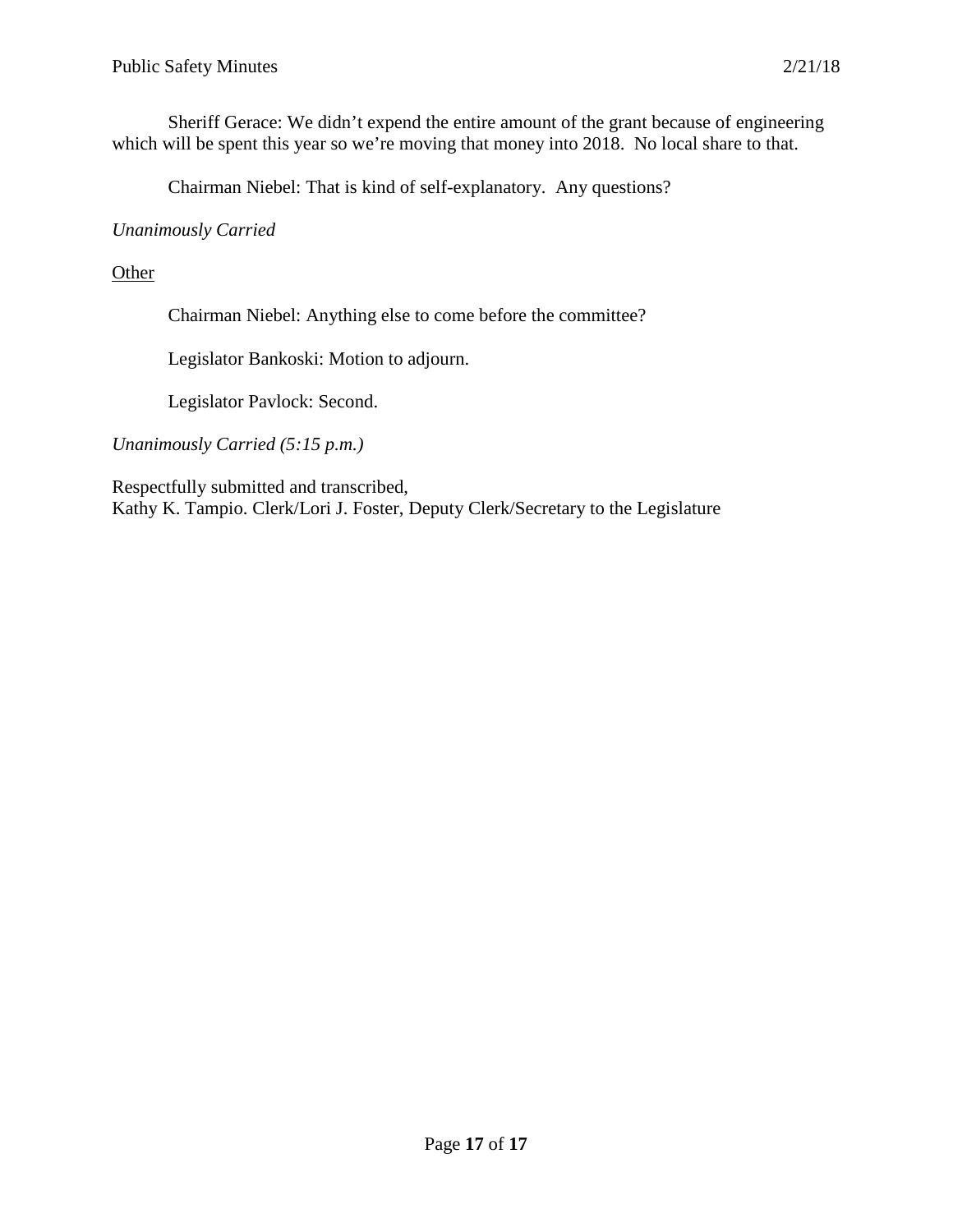Sheriff Gerace: We didn't expend the entire amount of the grant because of engineering which will be spent this year so we're moving that money into 2018. No local share to that.

Chairman Niebel: That is kind of self-explanatory. Any questions?

*Unanimously Carried*

<u>Other</u>

Chairman Niebel: Anything else to come before the committee?

Legislator Bankoski: Motion to adjourn.

Legislator Pavlock: Second.

*Unanimously Carried (5:15 p.m.)*

Respectfully submitted and transcribed,
Kathy K. Tampio. Clerk/Lori J. Foster, Deputy Clerk/Secretary to the Legislature